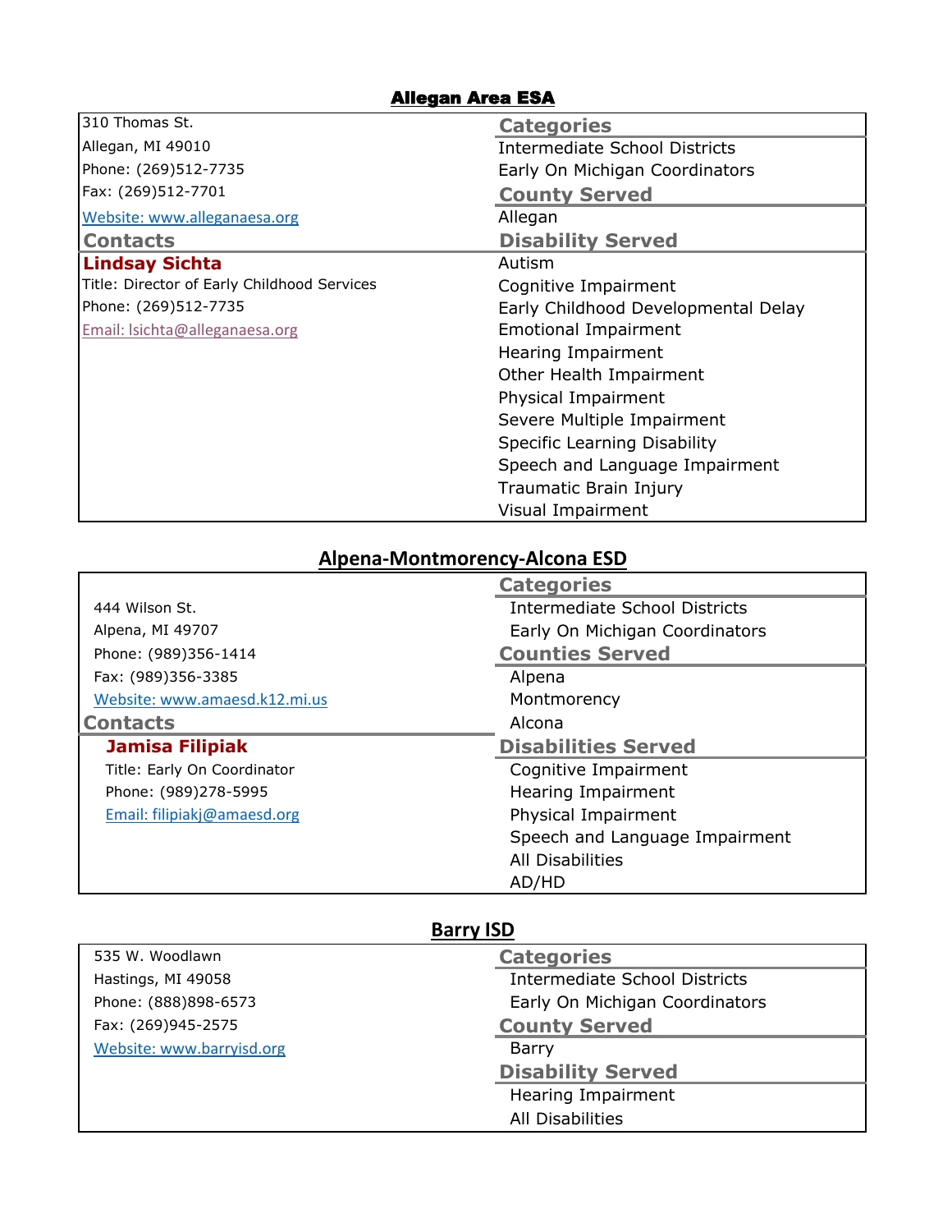## Allegan Area ESA

310 Thomas St.
Allegan, MI 49010
Phone: (269)512-7735
Fax: (269)512-7701
[Website: www.alleganaesa.org](http://www.alleganaesa.org)

### Contacts

**Lindsay Sichta**
Title: Director of Early Childhood Services
Phone: (269)512-7735
Email: lsichta@alleganaesa.org

### Categories

- Intermediate School Districts
- Early On Michigan Coordinators

### County Served

- Allegan

### Disability Served

- Autism
- Cognitive Impairment
- Early Childhood Developmental Delay
- Emotional Impairment
- Hearing Impairment
- Other Health Impairment
- Physical Impairment
- Severe Multiple Impairment
- Specific Learning Disability
- Speech and Language Impairment
- Traumatic Brain Injury
- Visual Impairment

## Alpena-Montmorency-Alcona ESD

444 Wilson St.
Alpena, MI 49707
Phone: (989)356-1414
Fax: (989)356-3385
[Website: www.amaesd.k12.mi.us](http://www.amaesd.k12.mi.us)

### Contacts

**Jamisa Filipiak**
Title: Early On Coordinator
Phone: (989)278-5995
Email: filipiakj@amaesd.org

### Categories

- Intermediate School Districts
- Early On Michigan Coordinators

### Counties Served

- Alpena
- Montmorency
- Alcona

### Disabilities Served

- Cognitive Impairment
- Hearing Impairment
- Physical Impairment
- Speech and Language Impairment
- All Disabilities
- AD/HD

## Barry ISD

535 W. Woodlawn
Hastings, MI 49058
Phone: (888)898-6573
Fax: (269)945-2575
[Website: www.barryisd.org](http://www.barryisd.org)

### Categories

- Intermediate School Districts
- Early On Michigan Coordinators

### County Served

- Barry

### Disability Served

- Hearing Impairment
- All Disabilities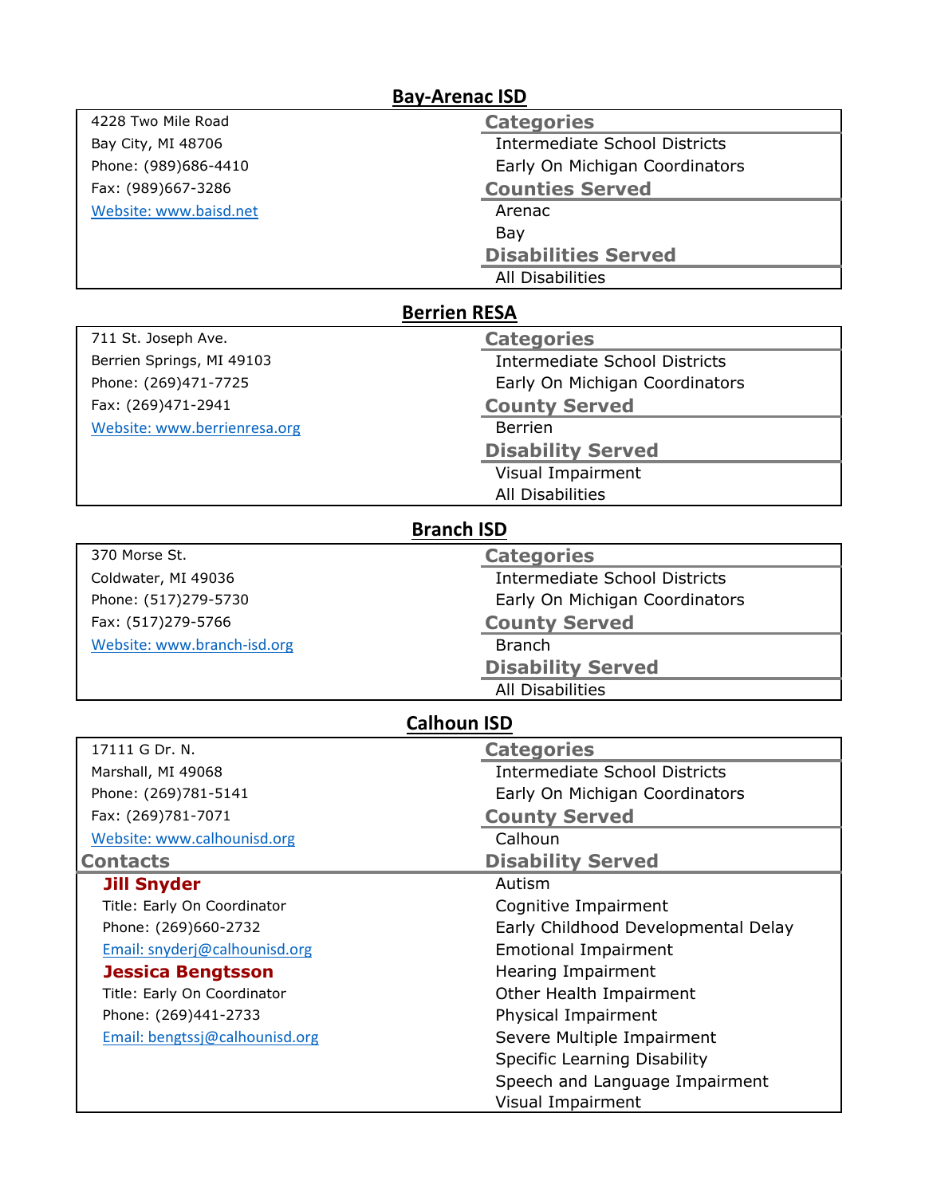## Bay-Arenac ISD

4228 Two Mile Road
Bay City, MI 48706
Phone: (989)686-4410
Fax: (989)667-3286
[Website: www.baisd.net](http://www.baisd.net)

### Categories

- Intermediate School Districts
- Early On Michigan Coordinators

### Counties Served

- Arenac
- Bay

### Disabilities Served

- All Disabilities

## Berrien RESA

711 St. Joseph Ave.
Berrien Springs, MI 49103
Phone: (269)471-7725
Fax: (269)471-2941
[Website: www.berrienresa.org](http://www.berrienresa.org)

### Categories

- Intermediate School Districts
- Early On Michigan Coordinators

### County Served

- Berrien

### Disability Served

- Visual Impairment
- All Disabilities

## Branch ISD

370 Morse St.
Coldwater, MI 49036
Phone: (517)279-5730
Fax: (517)279-5766
[Website: www.branch-isd.org](http://www.branch-isd.org)

### Categories

- Intermediate School Districts
- Early On Michigan Coordinators

### County Served

- Branch

### Disability Served

- All Disabilities

## Calhoun ISD

17111 G Dr. N.
Marshall, MI 49068
Phone: (269)781-5141
Fax: (269)781-7071
[Website: www.calhounisd.org](http://www.calhounisd.org)

### Contacts

**Jill Snyder**
Title: Early On Coordinator
Phone: (269)660-2732
[Email: snyderj@calhounisd.org](mailto:snyderj@calhounisd.org)

**Jessica Bengtsson**
Title: Early On Coordinator
Phone: (269)441-2733
[Email: bengtssj@calhounisd.org](mailto:bengtssj@calhounisd.org)

### Categories

- Intermediate School Districts
- Early On Michigan Coordinators

### County Served

- Calhoun

### Disability Served

- Autism
- Cognitive Impairment
- Early Childhood Developmental Delay
- Emotional Impairment
- Hearing Impairment
- Other Health Impairment
- Physical Impairment
- Severe Multiple Impairment
- Specific Learning Disability
- Speech and Language Impairment
- Visual Impairment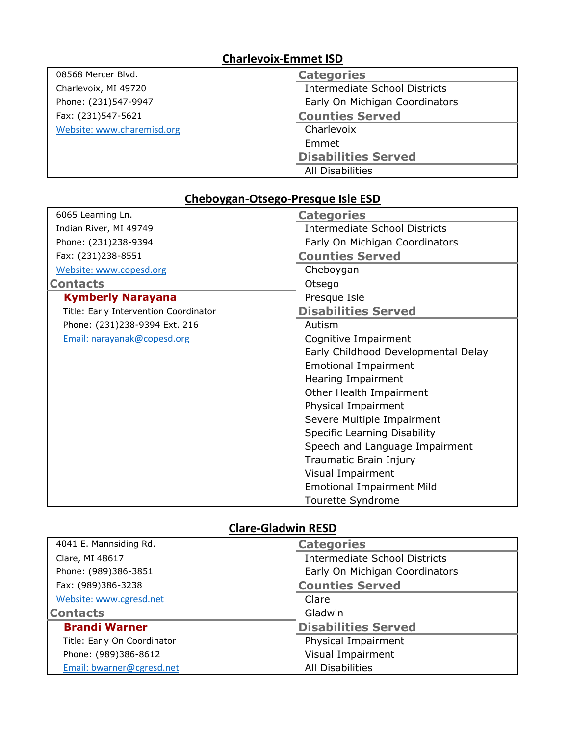## Charlevoix-Emmet ISD

08568 Mercer Blvd.
Charlevoix, MI 49720
Phone: (231)547-9947
Fax: (231)547-5621
[Website: www.charemisd.org](http://www.charemisd.org)

**Categories**

- Intermediate School Districts
- Early On Michigan Coordinators

**Counties Served**

- Charlevoix
- Emmet

**Disabilities Served**

- All Disabilities

## Cheboygan-Otsego-Presque Isle ESD

6065 Learning Ln.
Indian River, MI 49749
Phone: (231)238-9394
Fax: (231)238-8551
[Website: www.copesd.org](http://www.copesd.org)

**Contacts**

**Kymberly Narayana**
Title: Early Intervention Coordinator
Phone: (231)238-9394 Ext. 216
[Email: narayanak@copesd.org](mailto:narayanak@copesd.org)

**Categories**

- Intermediate School Districts
- Early On Michigan Coordinators

**Counties Served**

- Cheboygan
- Otsego
- Presque Isle

**Disabilities Served**

- Autism
- Cognitive Impairment
- Early Childhood Developmental Delay
- Emotional Impairment
- Hearing Impairment
- Other Health Impairment
- Physical Impairment
- Severe Multiple Impairment
- Specific Learning Disability
- Speech and Language Impairment
- Traumatic Brain Injury
- Visual Impairment
- Emotional Impairment Mild
- Tourette Syndrome

## Clare-Gladwin RESD

4041 E. Mannsiding Rd.
Clare, MI 48617
Phone: (989)386-3851
Fax: (989)386-3238
[Website: www.cgresd.net](http://www.cgresd.net)

**Contacts**

**Brandi Warner**
Title: Early On Coordinator
Phone: (989)386-8612
[Email: bwarner@cgresd.net](mailto:bwarner@cgresd.net)

**Categories**

- Intermediate School Districts
- Early On Michigan Coordinators

**Counties Served**

- Clare
- Gladwin

**Disabilities Served**

- Physical Impairment
- Visual Impairment
- All Disabilities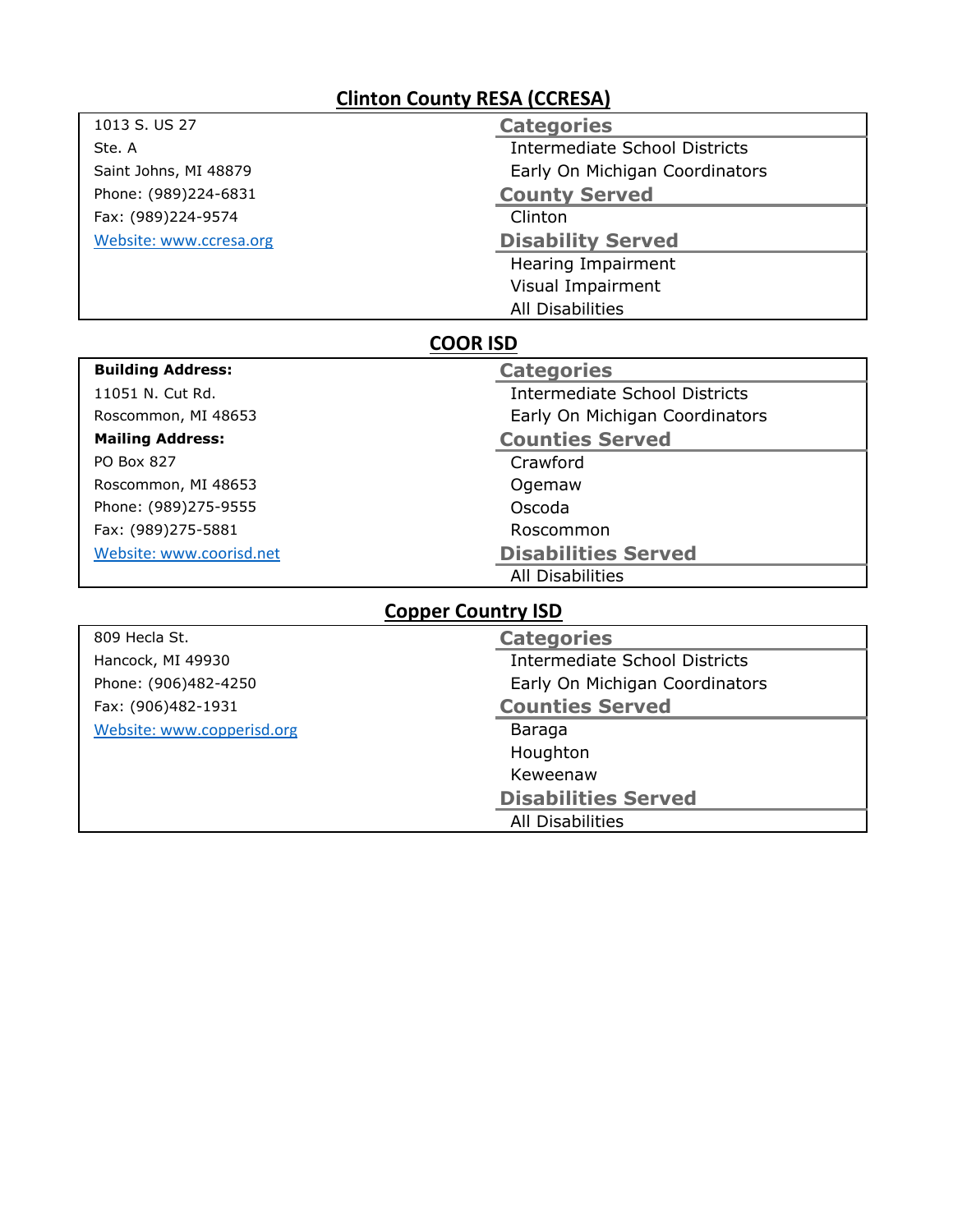## Clinton County RESA (CCRESA)

1013 S. US 27
Ste. A
Saint Johns, MI 48879
Phone: (989)224-6831
Fax: (989)224-9574
[Website: www.ccresa.org](http://www.ccresa.org)

**Categories**
- Intermediate School Districts
- Early On Michigan Coordinators

**County Served**
- Clinton

**Disability Served**
- Hearing Impairment
- Visual Impairment
- All Disabilities

## COOR ISD

**Building Address:**
11051 N. Cut Rd.
Roscommon, MI 48653

**Mailing Address:**
PO Box 827
Roscommon, MI 48653
Phone: (989)275-9555
Fax: (989)275-5881
[Website: www.coorisd.net](http://www.coorisd.net)

**Categories**
- Intermediate School Districts
- Early On Michigan Coordinators

**Counties Served**
- Crawford
- Ogemaw
- Oscoda
- Roscommon

**Disabilities Served**
- All Disabilities

## Copper Country ISD

809 Hecla St.
Hancock, MI 49930
Phone: (906)482-4250
Fax: (906)482-1931
[Website: www.copperisd.org](http://www.copperisd.org)

**Categories**
- Intermediate School Districts
- Early On Michigan Coordinators

**Counties Served**
- Baraga
- Houghton
- Keweenaw

**Disabilities Served**
- All Disabilities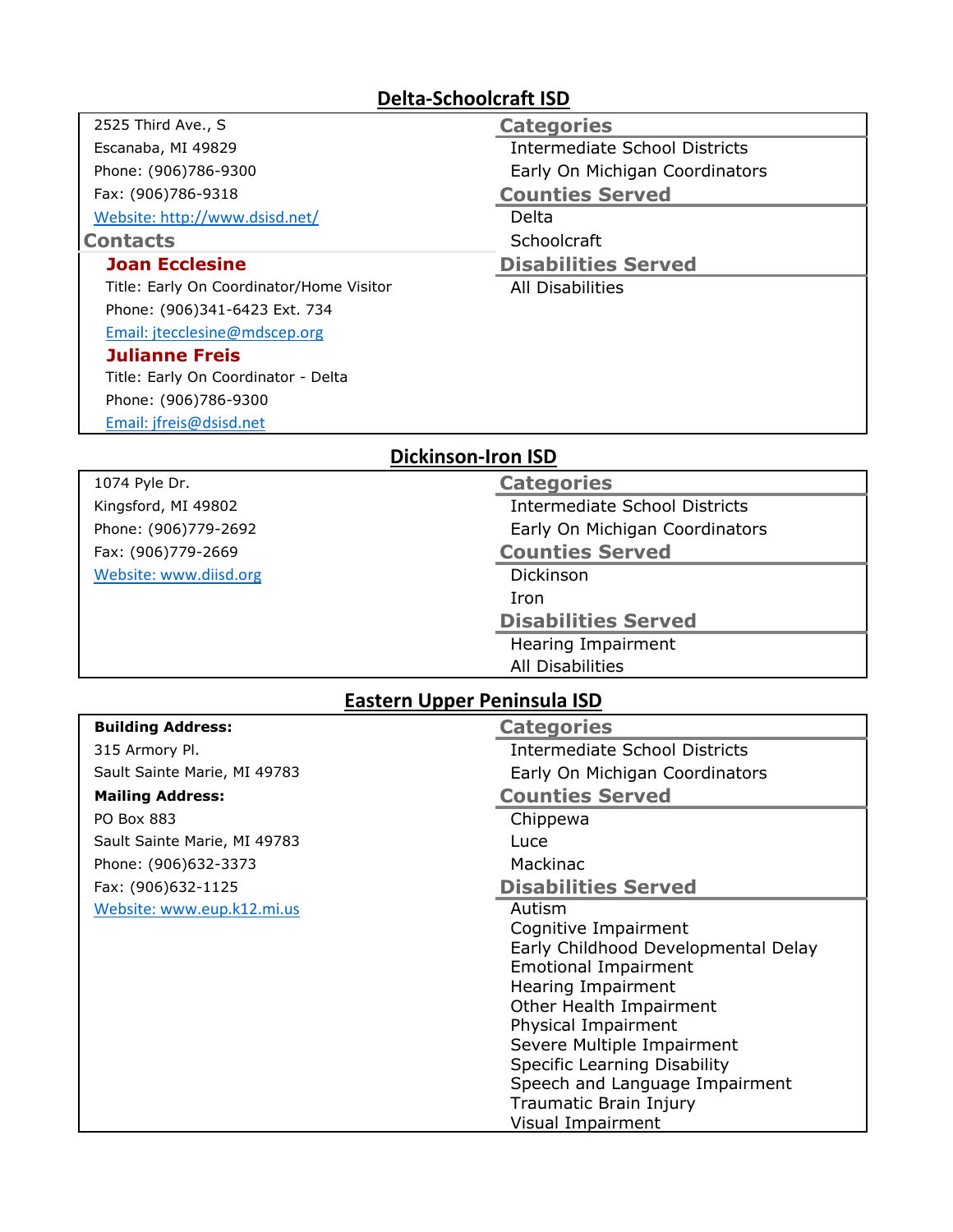## Delta-Schoolcraft ISD

2525 Third Ave., S
Escanaba, MI 49829
Phone: (906)786-9300
Fax: (906)786-9318
Website: http://www.dsisd.net/

### Contacts

**Joan Ecclesine**
Title: Early On Coordinator/Home Visitor
Phone: (906)341-6423 Ext. 734
Email: jtecclesine@mdscep.org

**Julianne Freis**
Title: Early On Coordinator - Delta
Phone: (906)786-9300
Email: jfreis@dsisd.net

### Categories

Intermediate School Districts
Early On Michigan Coordinators

### Counties Served

Delta
Schoolcraft

### Disabilities Served

All Disabilities

## Dickinson-Iron ISD

1074 Pyle Dr.
Kingsford, MI 49802
Phone: (906)779-2692
Fax: (906)779-2669
Website: www.diisd.org

### Categories

Intermediate School Districts
Early On Michigan Coordinators

### Counties Served

Dickinson
Iron

### Disabilities Served

Hearing Impairment
All Disabilities

## Eastern Upper Peninsula ISD

**Building Address:**
315 Armory Pl.
Sault Sainte Marie, MI 49783

**Mailing Address:**
PO Box 883
Sault Sainte Marie, MI 49783
Phone: (906)632-3373
Fax: (906)632-1125
Website: www.eup.k12.mi.us

### Categories

Intermediate School Districts
Early On Michigan Coordinators

### Counties Served

Chippewa
Luce
Mackinac

### Disabilities Served

Autism
Cognitive Impairment
Early Childhood Developmental Delay
Emotional Impairment
Hearing Impairment
Other Health Impairment
Physical Impairment
Severe Multiple Impairment
Specific Learning Disability
Speech and Language Impairment
Traumatic Brain Injury
Visual Impairment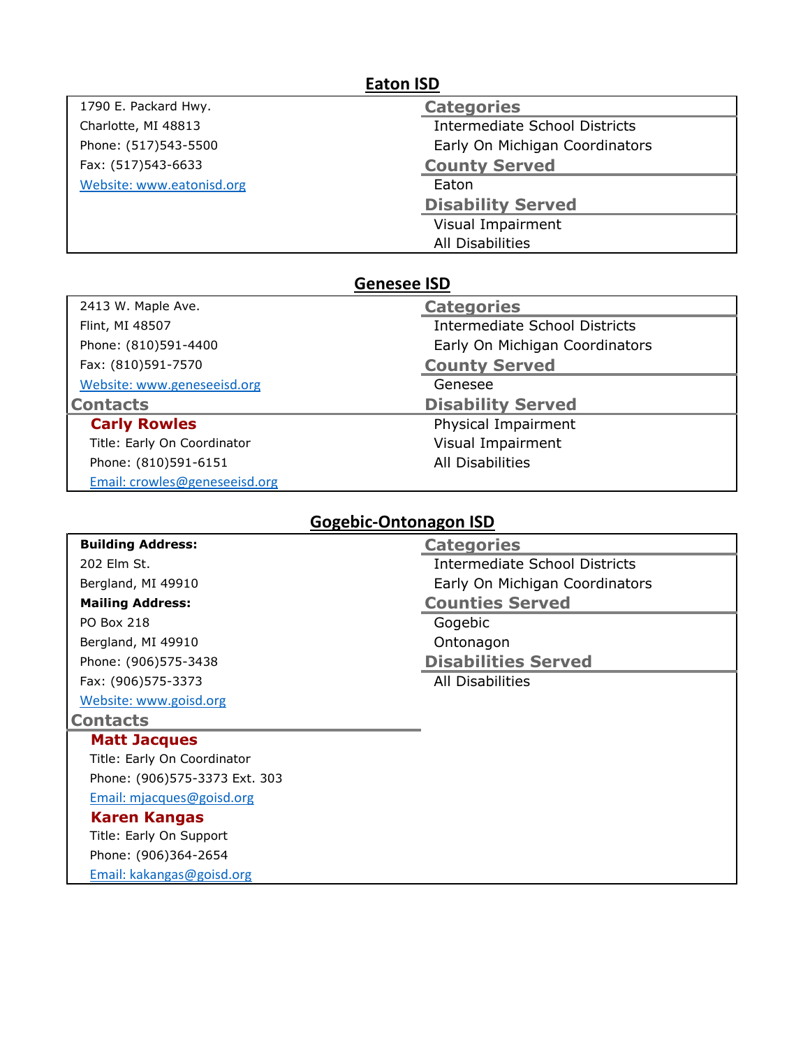## Eaton ISD

1790 E. Packard Hwy.
Charlotte, MI 48813
Phone: (517)543-5500
Fax: (517)543-6633
[Website: www.eatonisd.org](http://www.eatonisd.org)

### Categories

Intermediate School Districts
Early On Michigan Coordinators

### County Served

Eaton

### Disability Served

Visual Impairment
All Disabilities

## Genesee ISD

2413 W. Maple Ave.
Flint, MI 48507
Phone: (810)591-4400
Fax: (810)591-7570
[Website: www.geneseeisd.org](http://www.geneseeisd.org)

### Contacts

**Carly Rowles**
Title: Early On Coordinator
Phone: (810)591-6151
[Email: crowles@geneseeisd.org](mailto:crowles@geneseeisd.org)

### Categories

Intermediate School Districts
Early On Michigan Coordinators

### County Served

Genesee

### Disability Served

Physical Impairment
Visual Impairment
All Disabilities

## Gogebic-Ontonagon ISD

**Building Address:**
202 Elm St.
Bergland, MI 49910
**Mailing Address:**
PO Box 218
Bergland, MI 49910
Phone: (906)575-3438
Fax: (906)575-3373
[Website: www.goisd.org](http://www.goisd.org)

### Contacts

**Matt Jacques**
Title: Early On Coordinator
Phone: (906)575-3373 Ext. 303
[Email: mjacques@goisd.org](mailto:mjacques@goisd.org)

**Karen Kangas**
Title: Early On Support
Phone: (906)364-2654
[Email: kakangas@goisd.org](mailto:kakangas@goisd.org)

### Categories

Intermediate School Districts
Early On Michigan Coordinators

### Counties Served

Gogebic
Ontonagon

### Disabilities Served

All Disabilities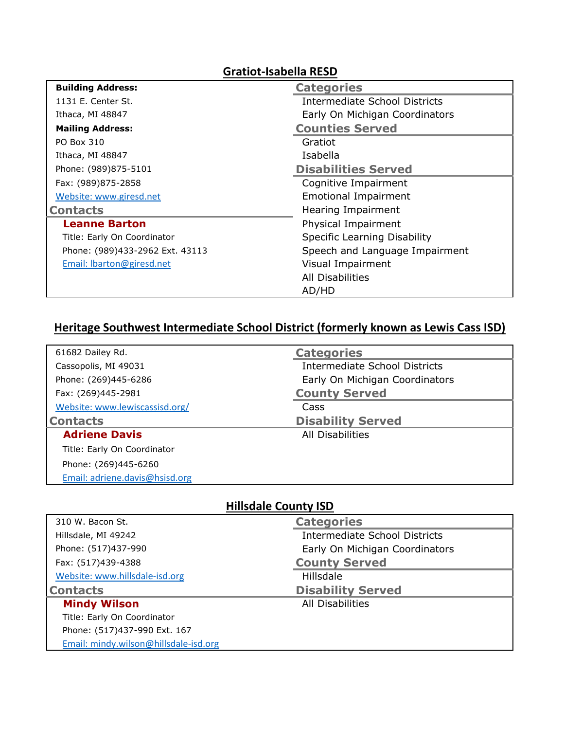## Gratiot-Isabella RESD

**Building Address:**
1131 E. Center St.
Ithaca, MI 48847

**Mailing Address:**
PO Box 310
Ithaca, MI 48847
Phone: (989)875-5101
Fax: (989)875-2858
[Website: www.giresd.net](http://www.giresd.net)

### Contacts

**Leanne Barton**
Title: Early On Coordinator
Phone: (989)433-2962 Ext. 43113
[Email: lbarton@giresd.net](mailto:lbarton@giresd.net)

### Categories

Intermediate School Districts
Early On Michigan Coordinators

### Counties Served

Gratiot
Isabella

### Disabilities Served

Cognitive Impairment
Emotional Impairment
Hearing Impairment
Physical Impairment
Specific Learning Disability
Speech and Language Impairment
Visual Impairment
All Disabilities
AD/HD

## Heritage Southwest Intermediate School District (formerly known as Lewis Cass ISD)

61682 Dailey Rd.
Cassopolis, MI 49031
Phone: (269)445-6286
Fax: (269)445-2981
[Website: www.lewiscassisd.org/](http://www.lewiscassisd.org/)

### Contacts

**Adriene Davis**
Title: Early On Coordinator
Phone: (269)445-6260
[Email: adriene.davis@hsisd.org](mailto:adriene.davis@hsisd.org)

### Categories

Intermediate School Districts
Early On Michigan Coordinators

### County Served

Cass

### Disability Served

All Disabilities

## Hillsdale County ISD

310 W. Bacon St.
Hillsdale, MI 49242
Phone: (517)437-990
Fax: (517)439-4388
[Website: www.hillsdale-isd.org](http://www.hillsdale-isd.org)

### Contacts

**Mindy Wilson**
Title: Early On Coordinator
Phone: (517)437-990 Ext. 167
[Email: mindy.wilson@hillsdale-isd.org](mailto:mindy.wilson@hillsdale-isd.org)

### Categories

Intermediate School Districts
Early On Michigan Coordinators

### County Served

Hillsdale

### Disability Served

All Disabilities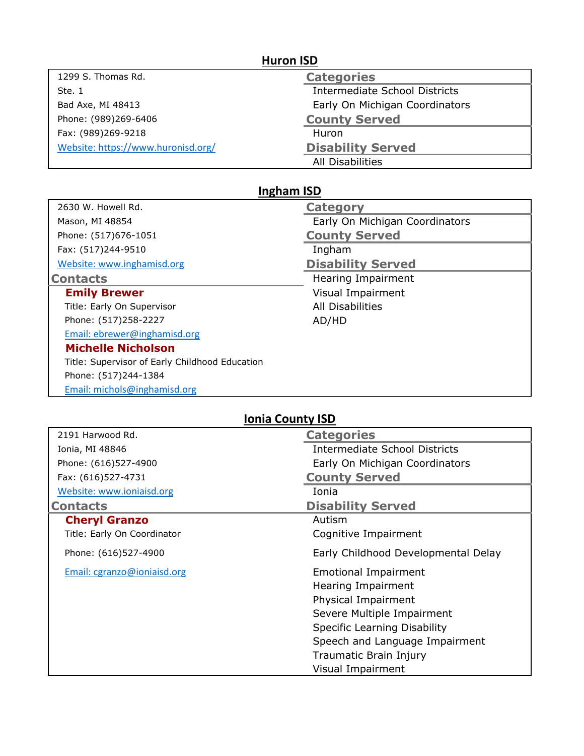## Huron ISD

1299 S. Thomas Rd.
Ste. 1
Bad Axe, MI 48413
Phone: (989)269-6406
Fax: (989)269-9218
[Website: https://www.huronisd.org/](https://www.huronisd.org/)

**Categories**
- Intermediate School Districts
- Early On Michigan Coordinators

**County Served**
- Huron

**Disability Served**
- All Disabilities

## Ingham ISD

2630 W. Howell Rd.
Mason, MI 48854
Phone: (517)676-1051
Fax: (517)244-9510
[Website: www.inghamisd.org](http://www.inghamisd.org)

**Contacts**

**Emily Brewer**
Title: Early On Supervisor
Phone: (517)258-2227
[Email: ebrewer@inghamisd.org](mailto:ebrewer@inghamisd.org)

**Michelle Nicholson**
Title: Supervisor of Early Childhood Education
Phone: (517)244-1384
[Email: michols@inghamisd.org](mailto:michols@inghamisd.org)

**Category**
- Early On Michigan Coordinators

**County Served**
- Ingham

**Disability Served**
- Hearing Impairment
- Visual Impairment
- All Disabilities
- AD/HD

## Ionia County ISD

2191 Harwood Rd.
Ionia, MI 48846
Phone: (616)527-4900
Fax: (616)527-4731
[Website: www.ioniaisd.org](http://www.ioniaisd.org)

**Contacts**

**Cheryl Granzo**
Title: Early On Coordinator
Phone: (616)527-4900
[Email: cgranzo@ioniaisd.org](mailto:cgranzo@ioniaisd.org)

**Categories**
- Intermediate School Districts
- Early On Michigan Coordinators

**County Served**
- Ionia

**Disability Served**
- Autism
- Cognitive Impairment
- Early Childhood Developmental Delay
- Emotional Impairment
- Hearing Impairment
- Physical Impairment
- Severe Multiple Impairment
- Specific Learning Disability
- Speech and Language Impairment
- Traumatic Brain Injury
- Visual Impairment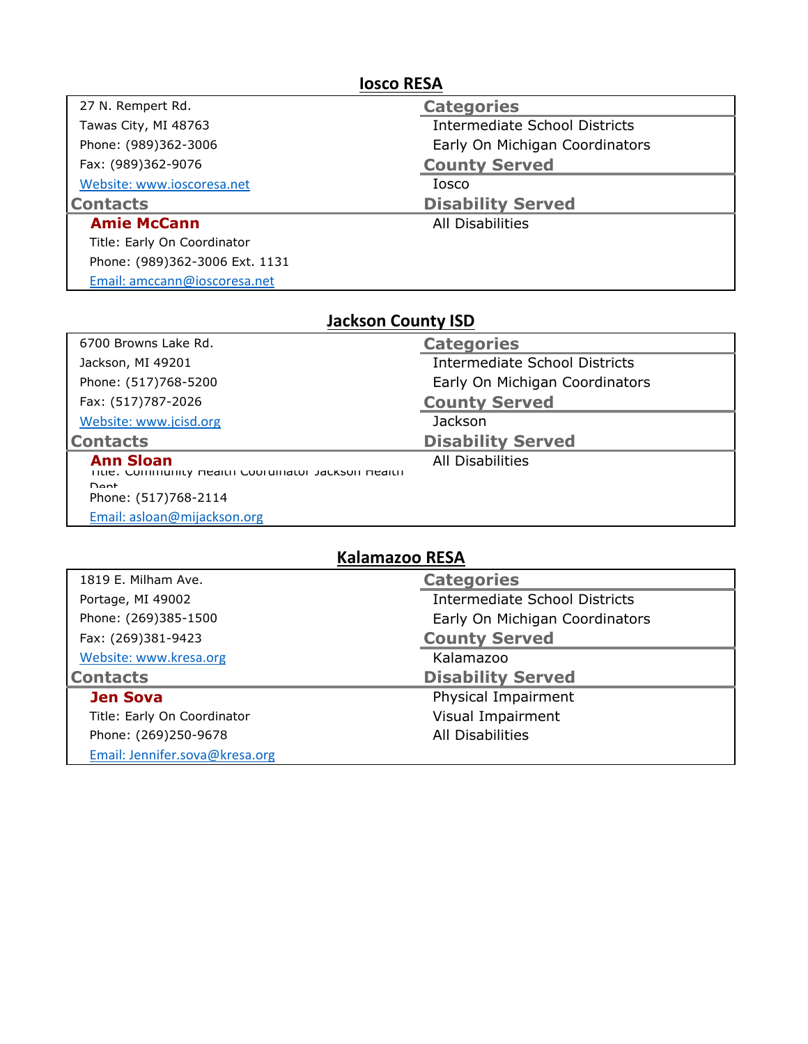## Iosco RESA

27 N. Rempert Rd.
Tawas City, MI 48763
Phone: (989)362-3006
Fax: (989)362-9076
Website: www.ioscoresa.net

**Categories**
Intermediate School Districts
Early On Michigan Coordinators

**County Served**
Iosco

**Contacts**

**Amie McCann**
Title: Early On Coordinator
Phone: (989)362-3006 Ext. 1131
Email: amccann@ioscoresa.net

**Disability Served**
All Disabilities

## Jackson County ISD

6700 Browns Lake Rd.
Jackson, MI 49201
Phone: (517)768-5200
Fax: (517)787-2026
Website: www.jcisd.org

**Categories**
Intermediate School Districts
Early On Michigan Coordinators

**County Served**
Jackson

**Contacts**

**Ann Sloan**
Title: Community Health Coordinator Jackson Health Dept
Phone: (517)768-2114
Email: asloan@mijackson.org

**Disability Served**
All Disabilities

## Kalamazoo RESA

1819 E. Milham Ave.
Portage, MI 49002
Phone: (269)385-1500
Fax: (269)381-9423
Website: www.kresa.org

**Categories**
Intermediate School Districts
Early On Michigan Coordinators

**County Served**
Kalamazoo

**Contacts**

**Jen Sova**
Title: Early On Coordinator
Phone: (269)250-9678
Email: Jennifer.sova@kresa.org

**Disability Served**
Physical Impairment
Visual Impairment
All Disabilities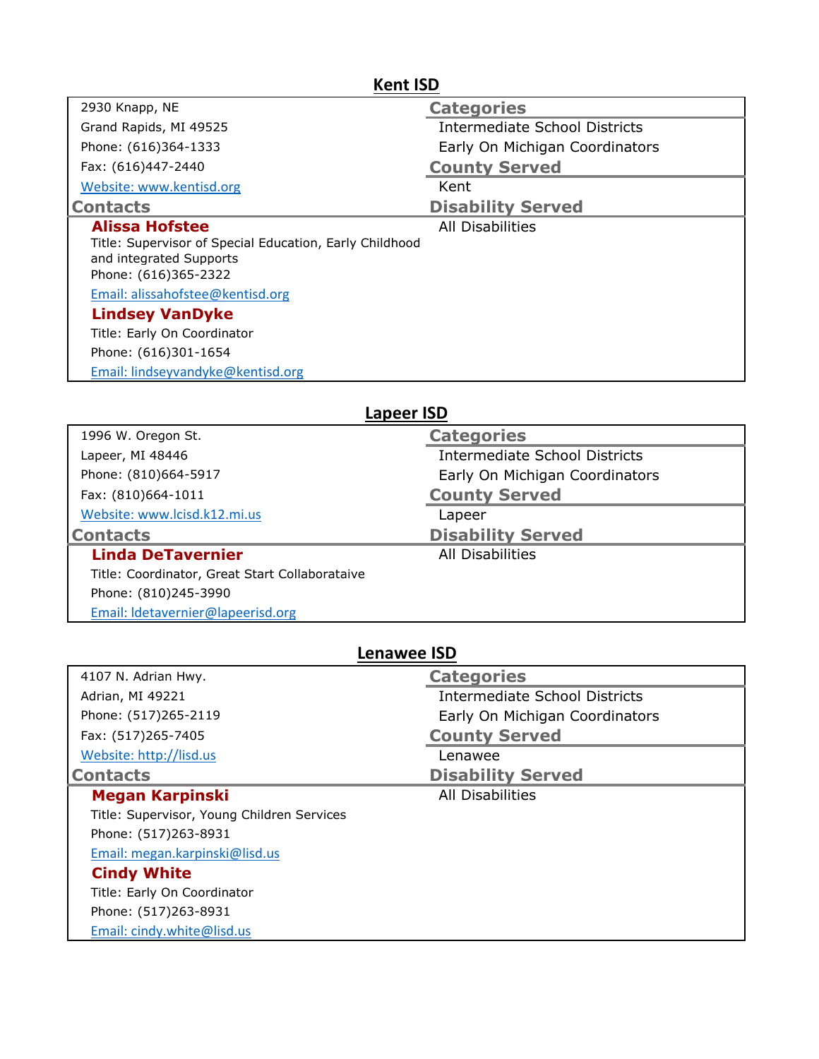## Kent ISD

2930 Knapp, NE
Grand Rapids, MI 49525
Phone: (616)364-1333
Fax: (616)447-2440
[Website: www.kentisd.org](http://www.kentisd.org)

### Categories
Intermediate School Districts
Early On Michigan Coordinators

### County Served
Kent

### Contacts

**Alissa Hofstee**
Title: Supervisor of Special Education, Early Childhood and integrated Supports
Phone: (616)365-2322
Email: alissahofstee@kentisd.org

**Lindsey VanDyke**
Title: Early On Coordinator
Phone: (616)301-1654
Email: lindseyvandyke@kentisd.org

### Disability Served
All Disabilities

## Lapeer ISD

1996 W. Oregon St.
Lapeer, MI 48446
Phone: (810)664-5917
Fax: (810)664-1011
[Website: www.lcisd.k12.mi.us](http://www.lcisd.k12.mi.us)

### Categories
Intermediate School Districts
Early On Michigan Coordinators

### County Served
Lapeer

### Contacts

**Linda DeTavernier**
Title: Coordinator, Great Start Collaborataive
Phone: (810)245-3990
Email: ldetavernier@lapeerisd.org

### Disability Served
All Disabilities

## Lenawee ISD

4107 N. Adrian Hwy.
Adrian, MI 49221
Phone: (517)265-2119
Fax: (517)265-7405
[Website: http://lisd.us](http://lisd.us)

### Categories
Intermediate School Districts
Early On Michigan Coordinators

### County Served
Lenawee

### Contacts

**Megan Karpinski**
Title: Supervisor, Young Children Services
Phone: (517)263-8931
Email: megan.karpinski@lisd.us

**Cindy White**
Title: Early On Coordinator
Phone: (517)263-8931
Email: cindy.white@lisd.us

### Disability Served
All Disabilities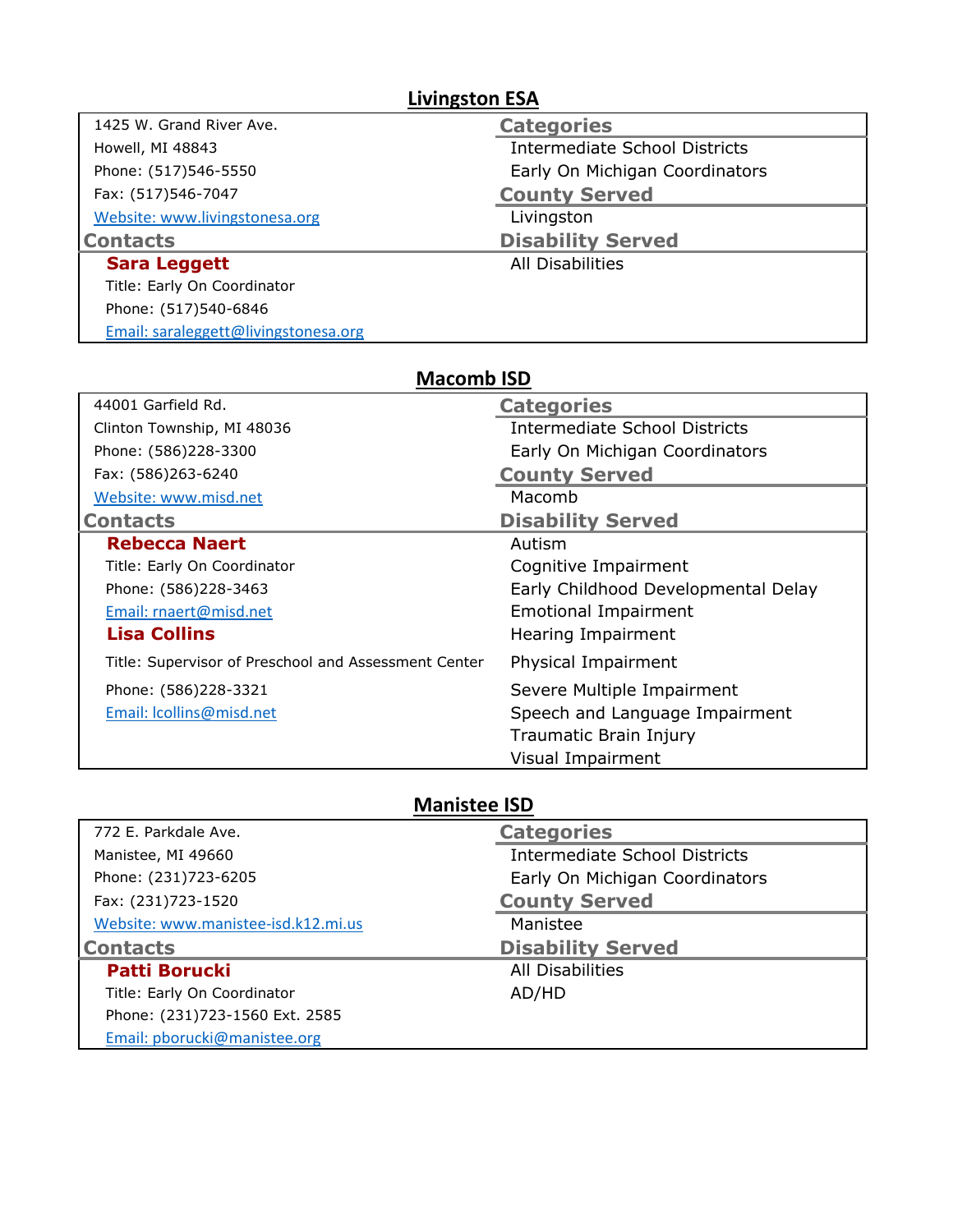## Livingston ESA

1425 W. Grand River Ave.
Howell, MI 48843
Phone: (517)546-5550
Fax: (517)546-7047
Website: www.livingstonesa.org

**Contacts**

**Sara Leggett**
Title: Early On Coordinator
Phone: (517)540-6846
Email: saraleggett@livingstonesa.org

**Categories**
- Intermediate School Districts
- Early On Michigan Coordinators

**County Served**
- Livingston

**Disability Served**
- All Disabilities

## Macomb ISD

44001 Garfield Rd.
Clinton Township, MI 48036
Phone: (586)228-3300
Fax: (586)263-6240
Website: www.misd.net

**Contacts**

**Rebecca Naert**
Title: Early On Coordinator
Phone: (586)228-3463
Email: rnaert@misd.net

**Lisa Collins**
Title: Supervisor of Preschool and Assessment Center
Phone: (586)228-3321
Email: lcollins@misd.net

**Categories**
- Intermediate School Districts
- Early On Michigan Coordinators

**County Served**
- Macomb

**Disability Served**
- Autism
- Cognitive Impairment
- Early Childhood Developmental Delay
- Emotional Impairment
- Hearing Impairment
- Physical Impairment
- Severe Multiple Impairment
- Speech and Language Impairment
- Traumatic Brain Injury
- Visual Impairment

## Manistee ISD

772 E. Parkdale Ave.
Manistee, MI 49660
Phone: (231)723-6205
Fax: (231)723-1520
Website: www.manistee-isd.k12.mi.us

**Contacts**

**Patti Borucki**
Title: Early On Coordinator
Phone: (231)723-1560 Ext. 2585
Email: pborucki@manistee.org

**Categories**
- Intermediate School Districts
- Early On Michigan Coordinators

**County Served**
- Manistee

**Disability Served**
- All Disabilities
- AD/HD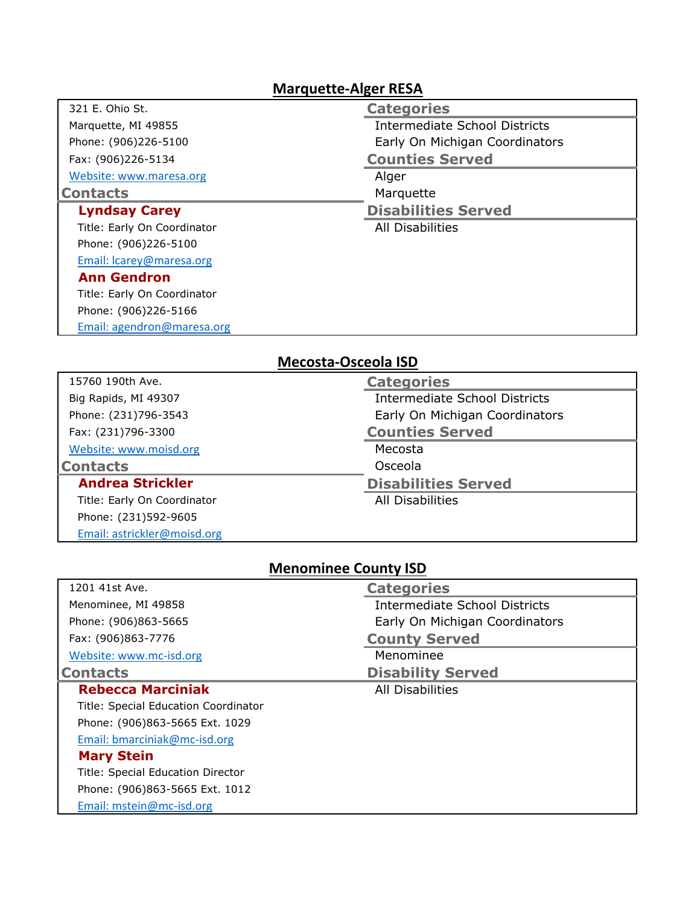## Marquette-Alger RESA

321 E. Ohio St.
Marquette, MI 49855
Phone: (906)226-5100
Fax: (906)226-5134
[Website: www.maresa.org](http://www.maresa.org)

### Contacts

**Lyndsay Carey**
Title: Early On Coordinator
Phone: (906)226-5100
[Email: lcarey@maresa.org](mailto:lcarey@maresa.org)

**Ann Gendron**
Title: Early On Coordinator
Phone: (906)226-5166
[Email: agendron@maresa.org](mailto:agendron@maresa.org)

### Categories

Intermediate School Districts
Early On Michigan Coordinators

### Counties Served

Alger
Marquette

### Disabilities Served

All Disabilities

## Mecosta-Osceola ISD

15760 190th Ave.
Big Rapids, MI 49307
Phone: (231)796-3543
Fax: (231)796-3300
[Website: www.moisd.org](http://www.moisd.org)

### Contacts

**Andrea Strickler**
Title: Early On Coordinator
Phone: (231)592-9605
[Email: astrickler@moisd.org](mailto:astrickler@moisd.org)

### Categories

Intermediate School Districts
Early On Michigan Coordinators

### Counties Served

Mecosta
Osceola

### Disabilities Served

All Disabilities

## Menominee County ISD

1201 41st Ave.
Menominee, MI 49858
Phone: (906)863-5665
Fax: (906)863-7776
[Website: www.mc-isd.org](http://www.mc-isd.org)

### Contacts

**Rebecca Marciniak**
Title: Special Education Coordinator
Phone: (906)863-5665 Ext. 1029
[Email: bmarciniak@mc-isd.org](mailto:bmarciniak@mc-isd.org)

**Mary Stein**
Title: Special Education Director
Phone: (906)863-5665 Ext. 1012
[Email: mstein@mc-isd.org](mailto:mstein@mc-isd.org)

### Categories

Intermediate School Districts
Early On Michigan Coordinators

### County Served

Menominee

### Disability Served

All Disabilities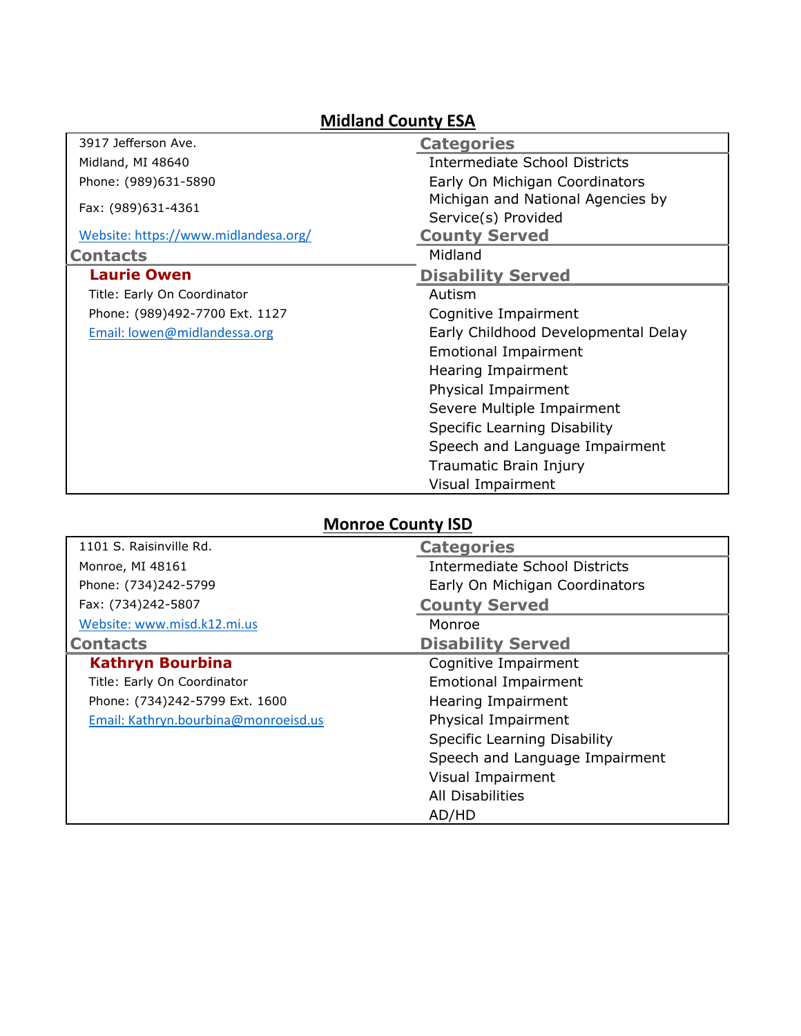## Midland County ESA

3917 Jefferson Ave.
Midland, MI 48640
Phone: (989)631-5890
Fax: (989)631-4361
[Website: https://www.midlandesa.org/](https://www.midlandesa.org/)

### Contacts

**Laurie Owen**
Title: Early On Coordinator
Phone: (989)492-7700 Ext. 1127
Email: lowen@midlandessa.org

### Categories

- Intermediate School Districts
- Early On Michigan Coordinators
- Michigan and National Agencies by Service(s) Provided

### County Served

- Midland

### Disability Served

- Autism
- Cognitive Impairment
- Early Childhood Developmental Delay
- Emotional Impairment
- Hearing Impairment
- Physical Impairment
- Severe Multiple Impairment
- Specific Learning Disability
- Speech and Language Impairment
- Traumatic Brain Injury
- Visual Impairment

## Monroe County ISD

1101 S. Raisinville Rd.
Monroe, MI 48161
Phone: (734)242-5799
Fax: (734)242-5807
[Website: www.misd.k12.mi.us](http://www.misd.k12.mi.us)

### Contacts

**Kathryn Bourbina**
Title: Early On Coordinator
Phone: (734)242-5799 Ext. 1600
Email: Kathryn.bourbina@monroeisd.us

### Categories

- Intermediate School Districts
- Early On Michigan Coordinators

### County Served

- Monroe

### Disability Served

- Cognitive Impairment
- Emotional Impairment
- Hearing Impairment
- Physical Impairment
- Specific Learning Disability
- Speech and Language Impairment
- Visual Impairment
- All Disabilities
- AD/HD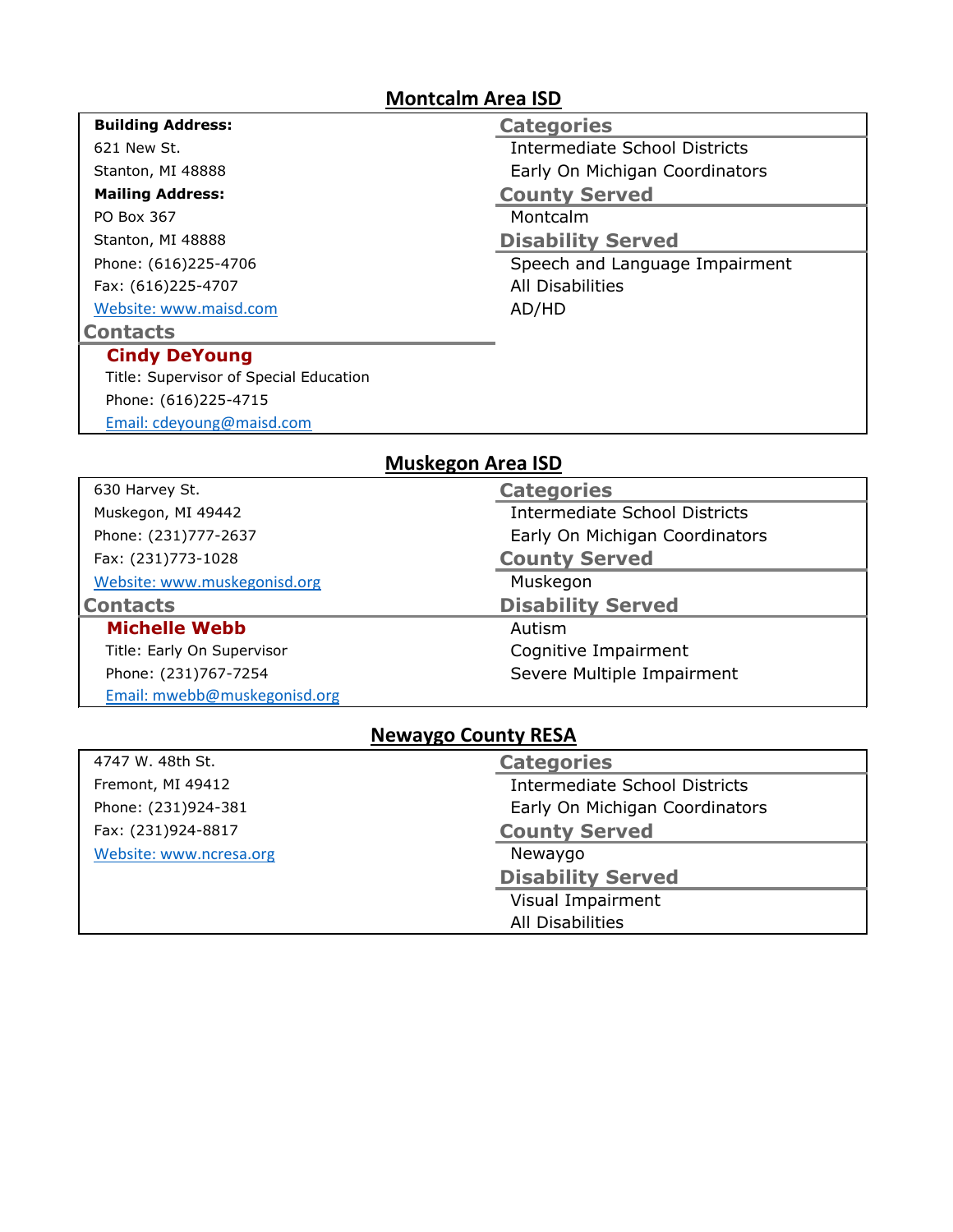## Montcalm Area ISD

**Building Address:**
621 New St.
Stanton, MI 48888

**Mailing Address:**
PO Box 367
Stanton, MI 48888

Phone: (616)225-4706
Fax: (616)225-4707
Website: www.maisd.com

### Contacts

**Cindy DeYoung**
Title: Supervisor of Special Education
Phone: (616)225-4715
Email: cdeyoung@maisd.com

### Categories

Intermediate School Districts
Early On Michigan Coordinators

### County Served

Montcalm

### Disability Served

Speech and Language Impairment
All Disabilities
AD/HD

## Muskegon Area ISD

630 Harvey St.
Muskegon, MI 49442
Phone: (231)777-2637
Fax: (231)773-1028
Website: www.muskegonisd.org

### Contacts

**Michelle Webb**
Title: Early On Supervisor
Phone: (231)767-7254
Email: mwebb@muskegonisd.org

### Categories

Intermediate School Districts
Early On Michigan Coordinators

### County Served

Muskegon

### Disability Served

Autism
Cognitive Impairment
Severe Multiple Impairment

## Newaygo County RESA

4747 W. 48th St.
Fremont, MI 49412
Phone: (231)924-381
Fax: (231)924-8817
Website: www.ncresa.org

### Categories

Intermediate School Districts
Early On Michigan Coordinators

### County Served

Newaygo

### Disability Served

Visual Impairment
All Disabilities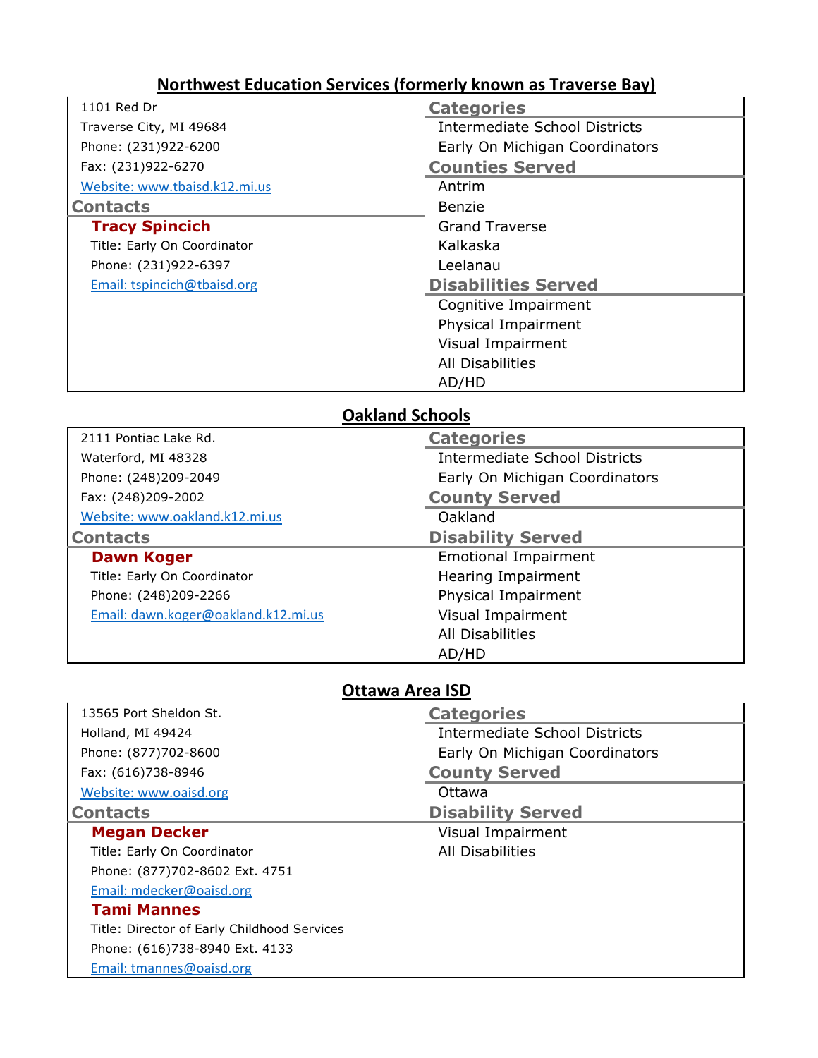## Northwest Education Services (formerly known as Traverse Bay)

1101 Red Dr
Traverse City, MI 49684
Phone: (231)922-6200
Fax: (231)922-6270
Website: www.tbaisd.k12.mi.us

### Contacts

**Tracy Spincich**
Title: Early On Coordinator
Phone: (231)922-6397
Email: tspincich@tbaisd.org

### Categories

Intermediate School Districts
Early On Michigan Coordinators

### Counties Served

Antrim
Benzie
Grand Traverse
Kalkaska
Leelanau

### Disabilities Served

Cognitive Impairment
Physical Impairment
Visual Impairment
All Disabilities
AD/HD

## Oakland Schools

2111 Pontiac Lake Rd.
Waterford, MI 48328
Phone: (248)209-2049
Fax: (248)209-2002
Website: www.oakland.k12.mi.us

### Contacts

**Dawn Koger**
Title: Early On Coordinator
Phone: (248)209-2266
Email: dawn.koger@oakland.k12.mi.us

### Categories

Intermediate School Districts
Early On Michigan Coordinators

### County Served

Oakland

### Disability Served

Emotional Impairment
Hearing Impairment
Physical Impairment
Visual Impairment
All Disabilities
AD/HD

## Ottawa Area ISD

13565 Port Sheldon St.
Holland, MI 49424
Phone: (877)702-8600
Fax: (616)738-8946
Website: www.oaisd.org

### Contacts

**Megan Decker**
Title: Early On Coordinator
Phone: (877)702-8602 Ext. 4751
Email: mdecker@oaisd.org

**Tami Mannes**
Title: Director of Early Childhood Services
Phone: (616)738-8940 Ext. 4133
Email: tmannes@oaisd.org

### Categories

Intermediate School Districts
Early On Michigan Coordinators

### County Served

Ottawa

### Disability Served

Visual Impairment
All Disabilities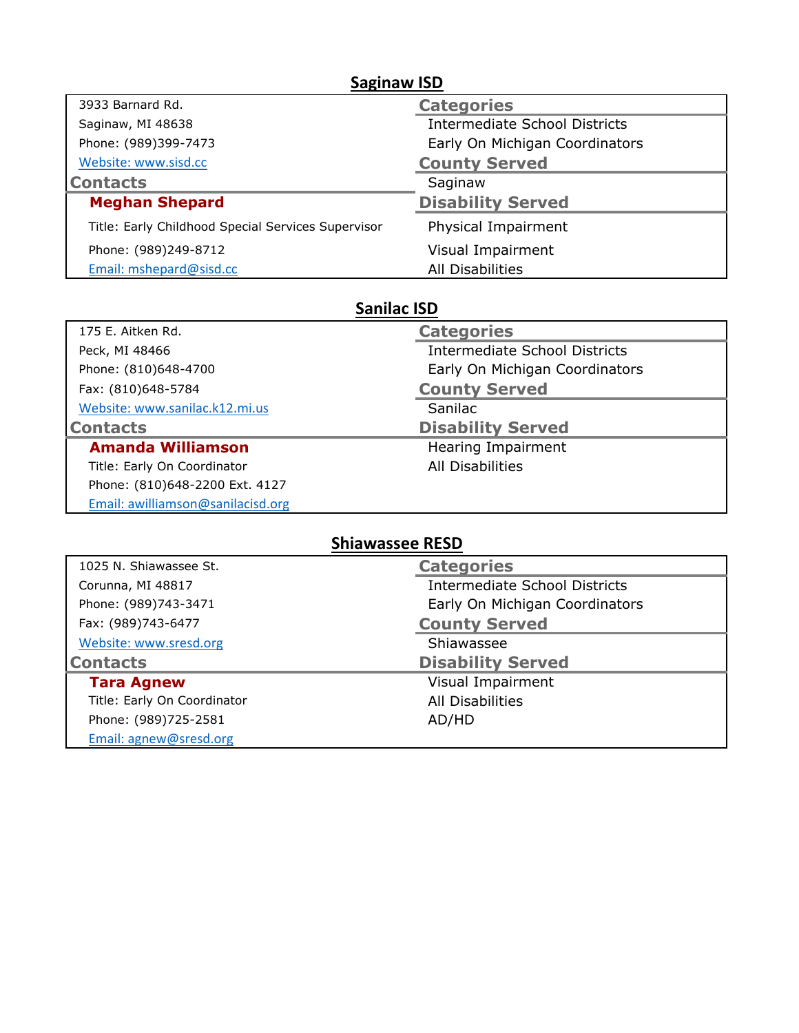## Saginaw ISD

3933 Barnard Rd.
Saginaw, MI 48638
Phone: (989)399-7473
[Website: www.sisd.cc](http://www.sisd.cc)

### Contacts

**Meghan Shepard**
Title: Early Childhood Special Services Supervisor
Phone: (989)249-8712
[Email: mshepard@sisd.cc](mailto:mshepard@sisd.cc)

### Categories

Intermediate School Districts
Early On Michigan Coordinators

### County Served

Saginaw

### Disability Served

Physical Impairment
Visual Impairment
All Disabilities

## Sanilac ISD

175 E. Aitken Rd.
Peck, MI 48466
Phone: (810)648-4700
Fax: (810)648-5784
[Website: www.sanilac.k12.mi.us](http://www.sanilac.k12.mi.us)

### Contacts

**Amanda Williamson**
Title: Early On Coordinator
Phone: (810)648-2200 Ext. 4127
[Email: awilliamson@sanilacisd.org](mailto:awilliamson@sanilacisd.org)

### Categories

Intermediate School Districts
Early On Michigan Coordinators

### County Served

Sanilac

### Disability Served

Hearing Impairment
All Disabilities

## Shiawassee RESD

1025 N. Shiawassee St.
Corunna, MI 48817
Phone: (989)743-3471
Fax: (989)743-6477
[Website: www.sresd.org](http://www.sresd.org)

### Contacts

**Tara Agnew**
Title: Early On Coordinator
Phone: (989)725-2581
[Email: agnew@sresd.org](mailto:agnew@sresd.org)

### Categories

Intermediate School Districts
Early On Michigan Coordinators

### County Served

Shiawassee

### Disability Served

Visual Impairment
All Disabilities
AD/HD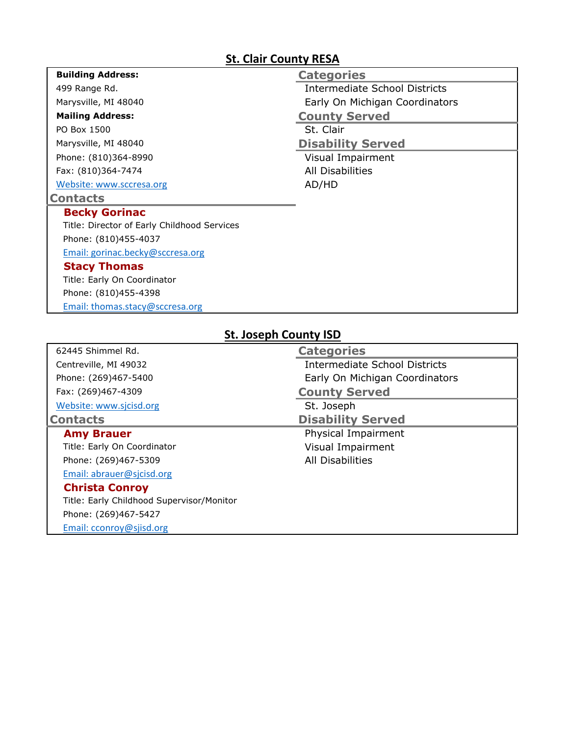## St. Clair County RESA

**Building Address:**
499 Range Rd.
Marysville, MI 48040

**Mailing Address:**
PO Box 1500
Marysville, MI 48040

Phone: (810)364-8990
Fax: (810)364-7474
Website: www.sccresa.org

### Contacts

**Becky Gorinac**
Title: Director of Early Childhood Services
Phone: (810)455-4037
Email: gorinac.becky@sccresa.org

**Stacy Thomas**
Title: Early On Coordinator
Phone: (810)455-4398
Email: thomas.stacy@sccresa.org

### Categories

Intermediate School Districts
Early On Michigan Coordinators

### County Served

St. Clair

### Disability Served

Visual Impairment
All Disabilities
AD/HD

## St. Joseph County ISD

62445 Shimmel Rd.
Centreville, MI 49032
Phone: (269)467-5400
Fax: (269)467-4309
Website: www.sjcisd.org

### Contacts

**Amy Brauer**
Title: Early On Coordinator
Phone: (269)467-5309
Email: abrauer@sjcisd.org

**Christa Conroy**
Title: Early Childhood Supervisor/Monitor
Phone: (269)467-5427
Email: cconroy@sjisd.org

### Categories

Intermediate School Districts
Early On Michigan Coordinators

### County Served

St. Joseph

### Disability Served

Physical Impairment
Visual Impairment
All Disabilities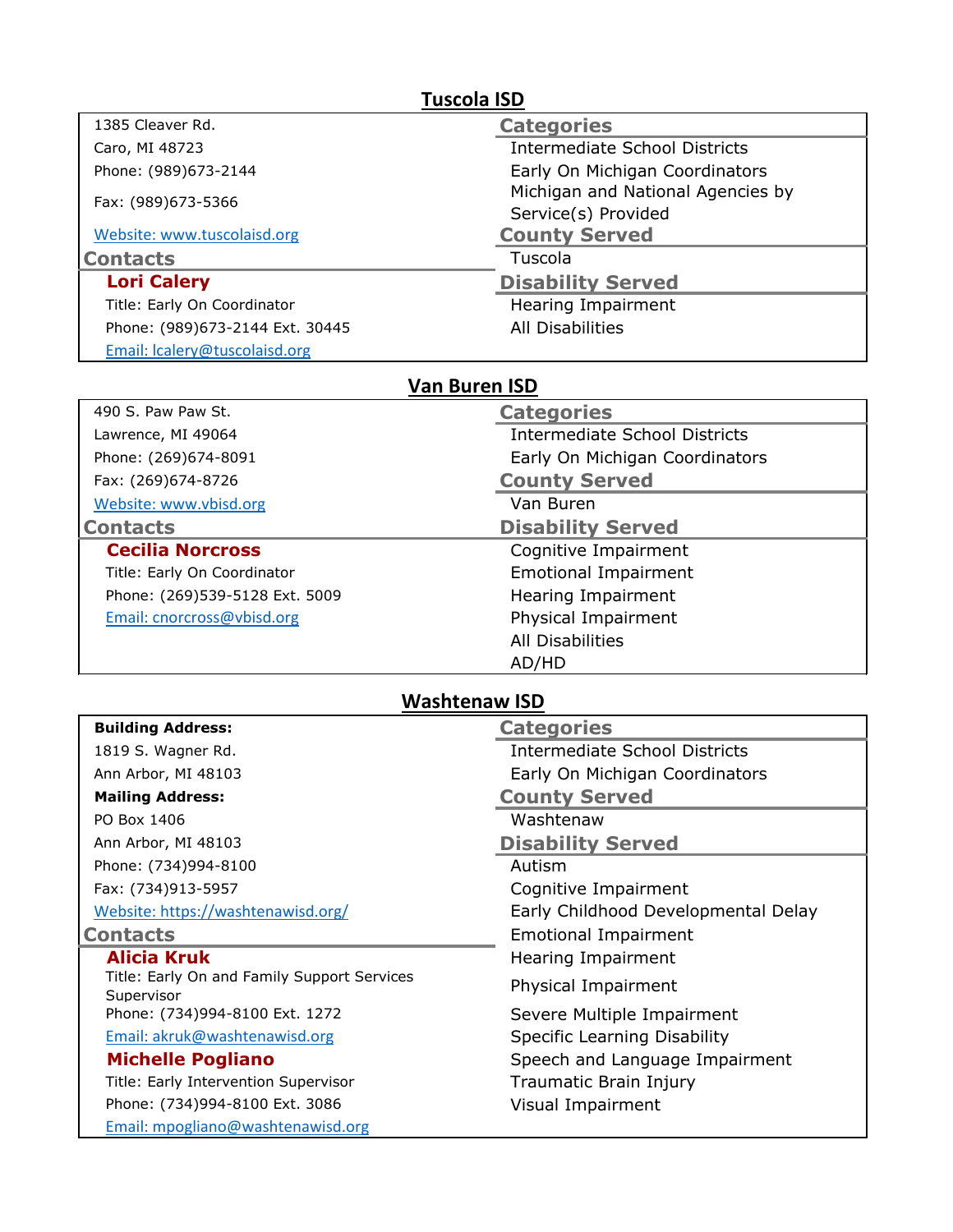## Tuscola ISD

1385 Cleaver Rd.
Caro, MI 48723
Phone: (989)673-2144
Fax: (989)673-5366
Website: www.tuscolaisd.org

### Contacts

**Lori Calery**
Title: Early On Coordinator
Phone: (989)673-2144 Ext. 30445
Email: lcalery@tuscolaisd.org

### Categories

Intermediate School Districts
Early On Michigan Coordinators
Michigan and National Agencies by Service(s) Provided

### County Served

Tuscola

### Disability Served

Hearing Impairment
All Disabilities

## Van Buren ISD

490 S. Paw Paw St.
Lawrence, MI 49064
Phone: (269)674-8091
Fax: (269)674-8726
Website: www.vbisd.org

### Contacts

**Cecilia Norcross**
Title: Early On Coordinator
Phone: (269)539-5128 Ext. 5009
Email: cnorcross@vbisd.org

### Categories

Intermediate School Districts
Early On Michigan Coordinators

### County Served

Van Buren

### Disability Served

Cognitive Impairment
Emotional Impairment
Hearing Impairment
Physical Impairment
All Disabilities
AD/HD

## Washtenaw ISD

**Building Address:**
1819 S. Wagner Rd.
Ann Arbor, MI 48103
**Mailing Address:**
PO Box 1406
Ann Arbor, MI 48103
Phone: (734)994-8100
Fax: (734)913-5957
Website: https://washtenawisd.org/

### Contacts

**Alicia Kruk**
Title: Early On and Family Support Services Supervisor
Phone: (734)994-8100 Ext. 1272
Email: akruk@washtenawisd.org

**Michelle Pogliano**
Title: Early Intervention Supervisor
Phone: (734)994-8100 Ext. 3086
Email: mpogliano@washtenawisd.org

### Categories

Intermediate School Districts
Early On Michigan Coordinators

### County Served

Washtenaw

### Disability Served

Autism
Cognitive Impairment
Early Childhood Developmental Delay
Emotional Impairment
Hearing Impairment
Physical Impairment
Severe Multiple Impairment
Specific Learning Disability
Speech and Language Impairment
Traumatic Brain Injury
Visual Impairment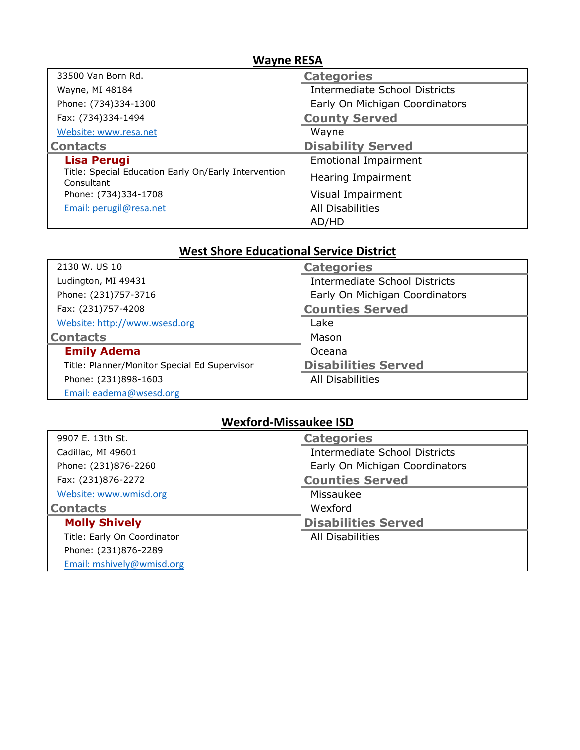## Wayne RESA

33500 Van Born Rd.
Wayne, MI 48184
Phone: (734)334-1300
Fax: (734)334-1494
[Website: www.resa.net](http://www.resa.net)

### Contacts

**Lisa Perugi**
Title: Special Education Early On/Early Intervention Consultant
Phone: (734)334-1708
[Email: perugil@resa.net](mailto:perugil@resa.net)

### Categories

Intermediate School Districts
Early On Michigan Coordinators

### County Served

Wayne

### Disability Served

Emotional Impairment
Hearing Impairment
Visual Impairment
All Disabilities
AD/HD

## West Shore Educational Service District

2130 W. US 10
Ludington, MI 49431
Phone: (231)757-3716
Fax: (231)757-4208
[Website: http://www.wsesd.org](http://www.wsesd.org)

### Contacts

**Emily Adema**
Title: Planner/Monitor Special Ed Supervisor
Phone: (231)898-1603
[Email: eadema@wsesd.org](mailto:eadema@wsesd.org)

### Categories

Intermediate School Districts
Early On Michigan Coordinators

### Counties Served

Lake
Mason
Oceana

### Disabilities Served

All Disabilities

## Wexford-Missaukee ISD

9907 E. 13th St.
Cadillac, MI 49601
Phone: (231)876-2260
Fax: (231)876-2272
[Website: www.wmisd.org](http://www.wmisd.org)

### Contacts

**Molly Shively**
Title: Early On Coordinator
Phone: (231)876-2289
[Email: mshively@wmisd.org](mailto:mshively@wmisd.org)

### Categories

Intermediate School Districts
Early On Michigan Coordinators

### Counties Served

Missaukee
Wexford

### Disabilities Served

All Disabilities